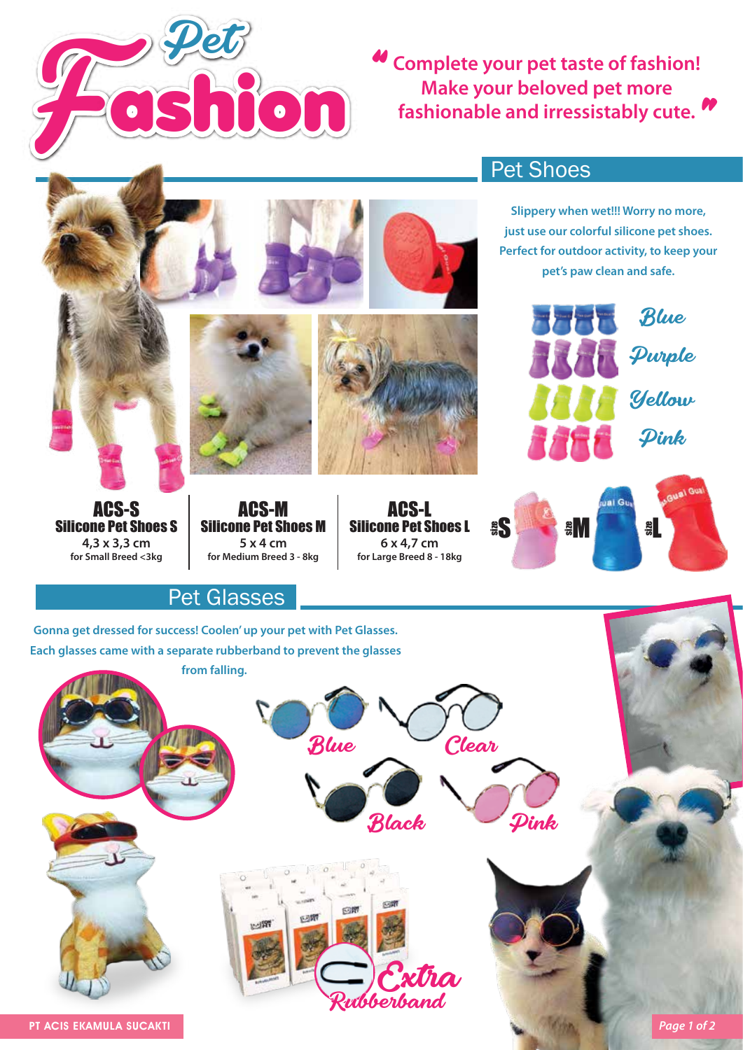# Pet Fashion

"Complete your pet taste of fashion! Make your beloved pet more fashionable and irressistably cute."

## Pet Shoes

Slippery when wet!!! Worry no more, just use our colorful silicone pet shoes. Perfect for outdoor activity, to keep your pet's paw clean and safe.

Blue

Purple

Yellow

Pink

| ACS-S | ACS-M | ACS-L |
| --- | --- | --- |
| **Silicone Pet Shoes S** | **Silicone Pet Shoes M** | **Silicone Pet Shoes L** |
| 4,3 x 3,3 cm | 5 x 4 cm | 6 x 4,7 cm |
| for Small Breed <3kg | for Medium Breed 3 - 8kg | for Large Breed 8 - 18kg |

size S

size M

size L

## Pet Glasses

Gonna get dressed for success! Coolen' up your pet with Pet Glasses. Each glasses came with a separate rubberband to prevent the glasses from falling.

Blue

Clear

Black

Pink

Extra Rubberband

PT ACIS EKAMULA SUCAKTI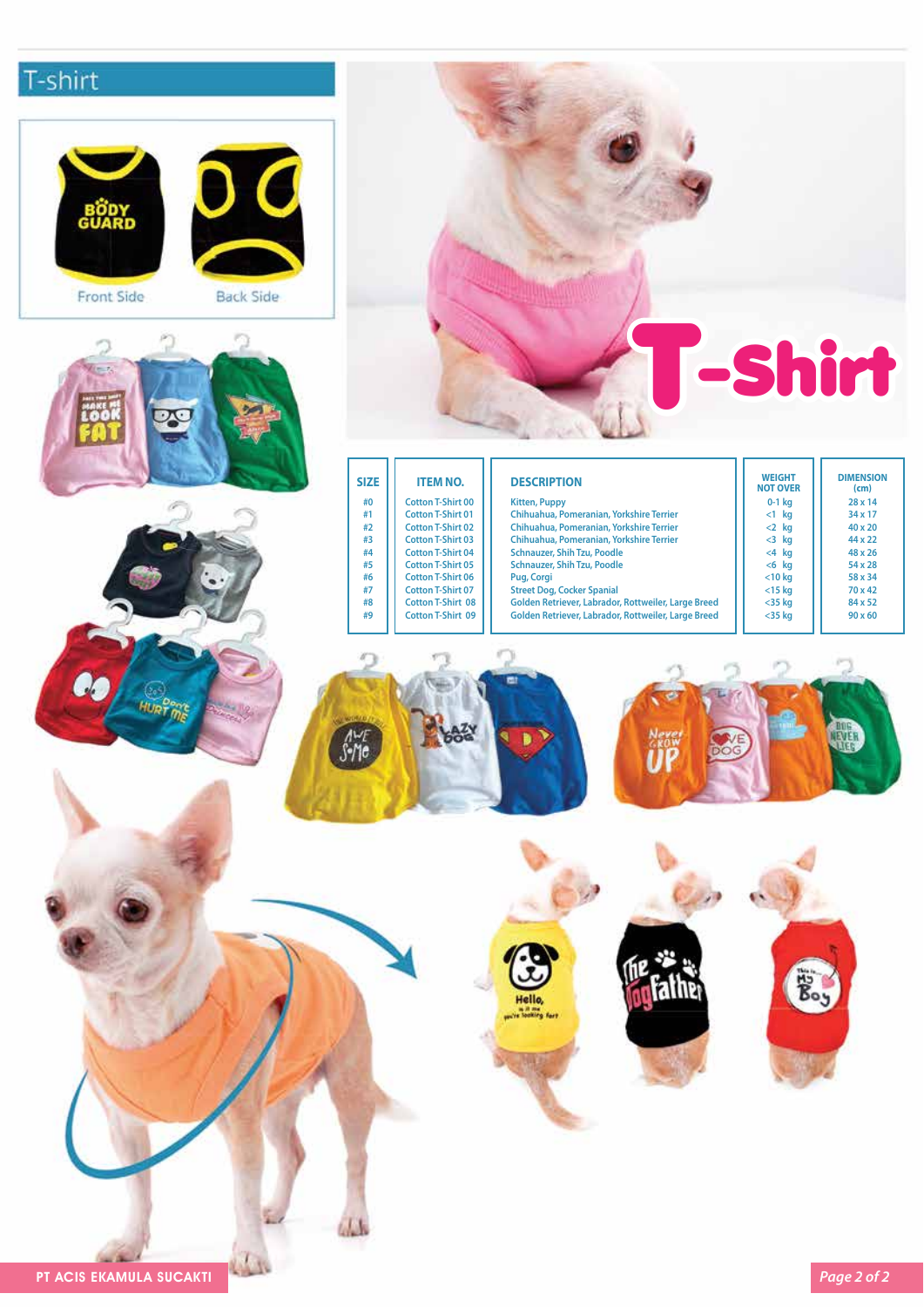# T-shirt

Front Side

Back Side

# T-Shirt

| SIZE | ITEM NO. | DESCRIPTION | WEIGHT NOT OVER | DIMENSION (cm) |
|---|---|---|---|---|
| #0 | Cotton T-Shirt 00 | Kitten, Puppy | 0-1 kg | 28 x 14 |
| #1 | Cotton T-Shirt 01 | Chihuahua, Pomeranian, Yorkshire Terrier | <1 kg | 34 x 17 |
| #2 | Cotton T-Shirt 02 | Chihuahua, Pomeranian, Yorkshire Terrier | <2 kg | 40 x 20 |
| #3 | Cotton T-Shirt 03 | Chihuahua, Pomeranian, Yorkshire Terrier | <3 kg | 44 x 22 |
| #4 | Cotton T-Shirt 04 | Schnauzer, Shih Tzu, Poodle | <4 kg | 48 x 26 |
| #5 | Cotton T-Shirt 05 | Schnauzer, Shih Tzu, Poodle | <6 kg | 54 x 28 |
| #6 | Cotton T-Shirt 06 | Pug, Corgi | <10 kg | 58 x 34 |
| #7 | Cotton T-Shirt 07 | Street Dog, Cocker Spanial | <15 kg | 70 x 42 |
| #8 | Cotton T-Shirt 08 | Golden Retriever, Labrador, Rottweiler, Large Breed | <35 kg | 84 x 52 |
| #9 | Cotton T-Shirt 09 | Golden Retriever, Labrador, Rottweiler, Large Breed | <35 kg | 90 x 60 |

PT ACIS EKAMULA SUCAKTI